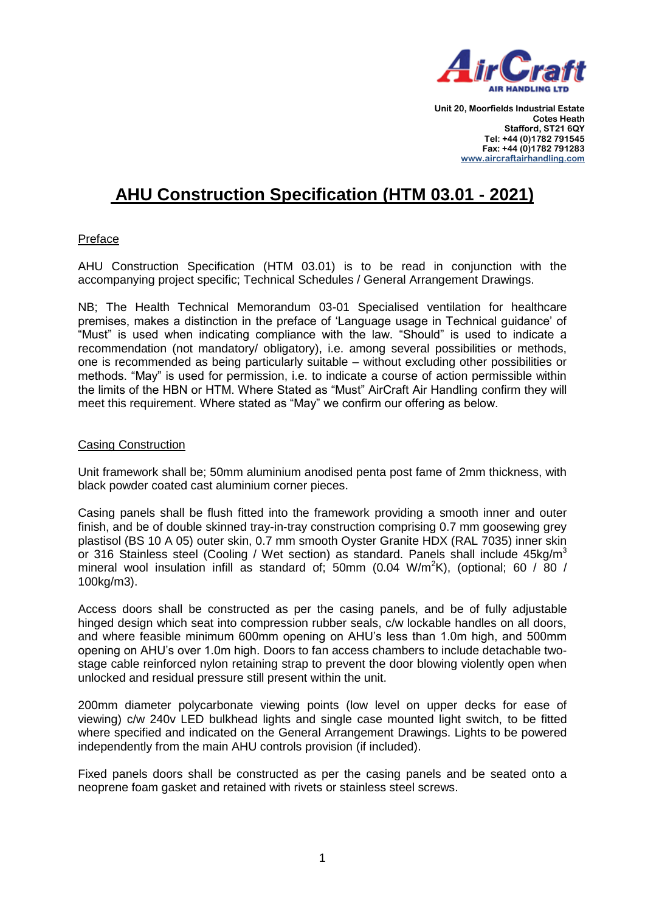Unit 20, Moorfields Industrial Estate
Cotes Heath
Stafford, ST21 6QY
Tel: +44 (0)1782 791545
Fax: +44 (0)1782 791283
www.aircraftairhandling.com

# AHU Construction Specification (HTM 03.01 - 2021)

## Preface

AHU Construction Specification (HTM 03.01) is to be read in conjunction with the accompanying project specific; Technical Schedules / General Arrangement Drawings.

NB; The Health Technical Memorandum 03-01 Specialised ventilation for healthcare premises, makes a distinction in the preface of 'Language usage in Technical guidance' of "Must" is used when indicating compliance with the law. "Should" is used to indicate a recommendation (not mandatory/ obligatory), i.e. among several possibilities or methods, one is recommended as being particularly suitable – without excluding other possibilities or methods. "May" is used for permission, i.e. to indicate a course of action permissible within the limits of the HBN or HTM. Where Stated as "Must" AirCraft Air Handling confirm they will meet this requirement. Where stated as "May" we confirm our offering as below.

## Casing Construction

Unit framework shall be; 50mm aluminium anodised penta post fame of 2mm thickness, with black powder coated cast aluminium corner pieces.

Casing panels shall be flush fitted into the framework providing a smooth inner and outer finish, and be of double skinned tray-in-tray construction comprising 0.7 mm goosewing grey plastisol (BS 10 A 05) outer skin, 0.7 mm smooth Oyster Granite HDX (RAL 7035) inner skin or 316 Stainless steel (Cooling / Wet section) as standard. Panels shall include 45kg/m$^3$ mineral wool insulation infill as standard of; 50mm (0.04 W/m$^2$K), (optional; 60 / 80 / 100kg/m3).

Access doors shall be constructed as per the casing panels, and be of fully adjustable hinged design which seat into compression rubber seals, c/w lockable handles on all doors, and where feasible minimum 600mm opening on AHU's less than 1.0m high, and 500mm opening on AHU's over 1.0m high. Doors to fan access chambers to include detachable two-stage cable reinforced nylon retaining strap to prevent the door blowing violently open when unlocked and residual pressure still present within the unit.

200mm diameter polycarbonate viewing points (low level on upper decks for ease of viewing) c/w 240v LED bulkhead lights and single case mounted light switch, to be fitted where specified and indicated on the General Arrangement Drawings. Lights to be powered independently from the main AHU controls provision (if included).

Fixed panels doors shall be constructed as per the casing panels and be seated onto a neoprene foam gasket and retained with rivets or stainless steel screws.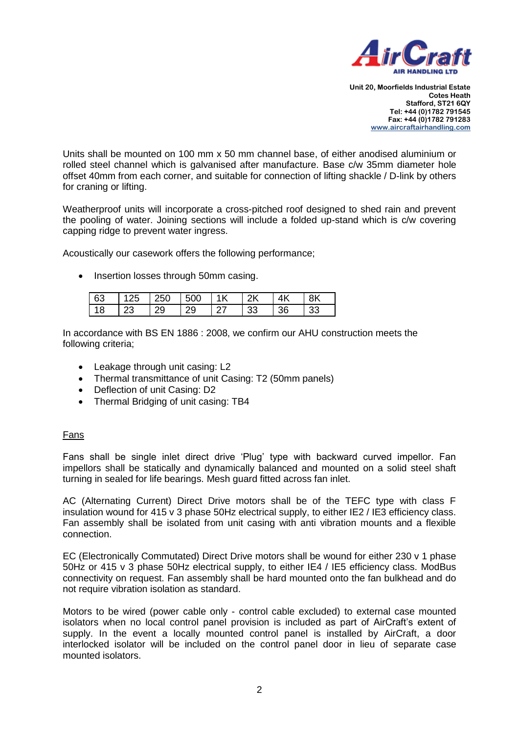Units shall be mounted on 100 mm x 50 mm channel base, of either anodised aluminium or rolled steel channel which is galvanised after manufacture. Base c/w 35mm diameter hole offset 40mm from each corner, and suitable for connection of lifting shackle / D-link by others for craning or lifting.

Weatherproof units will incorporate a cross-pitched roof designed to shed rain and prevent the pooling of water. Joining sections will include a folded up-stand which is c/w covering capping ridge to prevent water ingress.

Acoustically our casework offers the following performance;

- Insertion losses through 50mm casing.

| 63 | 125 | 250 | 500 | 1K | 2K | 4K | 8K |
|---|---|---|---|---|---|---|---|
| 18 | 23 | 29 | 29 | 27 | 33 | 36 | 33 |

In accordance with BS EN 1886 : 2008, we confirm our AHU construction meets the following criteria;

- Leakage through unit casing: L2
- Thermal transmittance of unit Casing: T2 (50mm panels)
- Deflection of unit Casing: D2
- Thermal Bridging of unit casing: TB4

## Fans

Fans shall be single inlet direct drive 'Plug' type with backward curved impellor. Fan impellors shall be statically and dynamically balanced and mounted on a solid steel shaft turning in sealed for life bearings. Mesh guard fitted across fan inlet.

AC (Alternating Current) Direct Drive motors shall be of the TEFC type with class F insulation wound for 415 v 3 phase 50Hz electrical supply, to either IE2 / IE3 efficiency class. Fan assembly shall be isolated from unit casing with anti vibration mounts and a flexible connection.

EC (Electronically Commutated) Direct Drive motors shall be wound for either 230 v 1 phase 50Hz or 415 v 3 phase 50Hz electrical supply, to either IE4 / IE5 efficiency class. ModBus connectivity on request. Fan assembly shall be hard mounted onto the fan bulkhead and do not require vibration isolation as standard.

Motors to be wired (power cable only - control cable excluded) to external case mounted isolators when no local control panel provision is included as part of AirCraft's extent of supply. In the event a locally mounted control panel is installed by AirCraft, a door interlocked isolator will be included on the control panel door in lieu of separate case mounted isolators.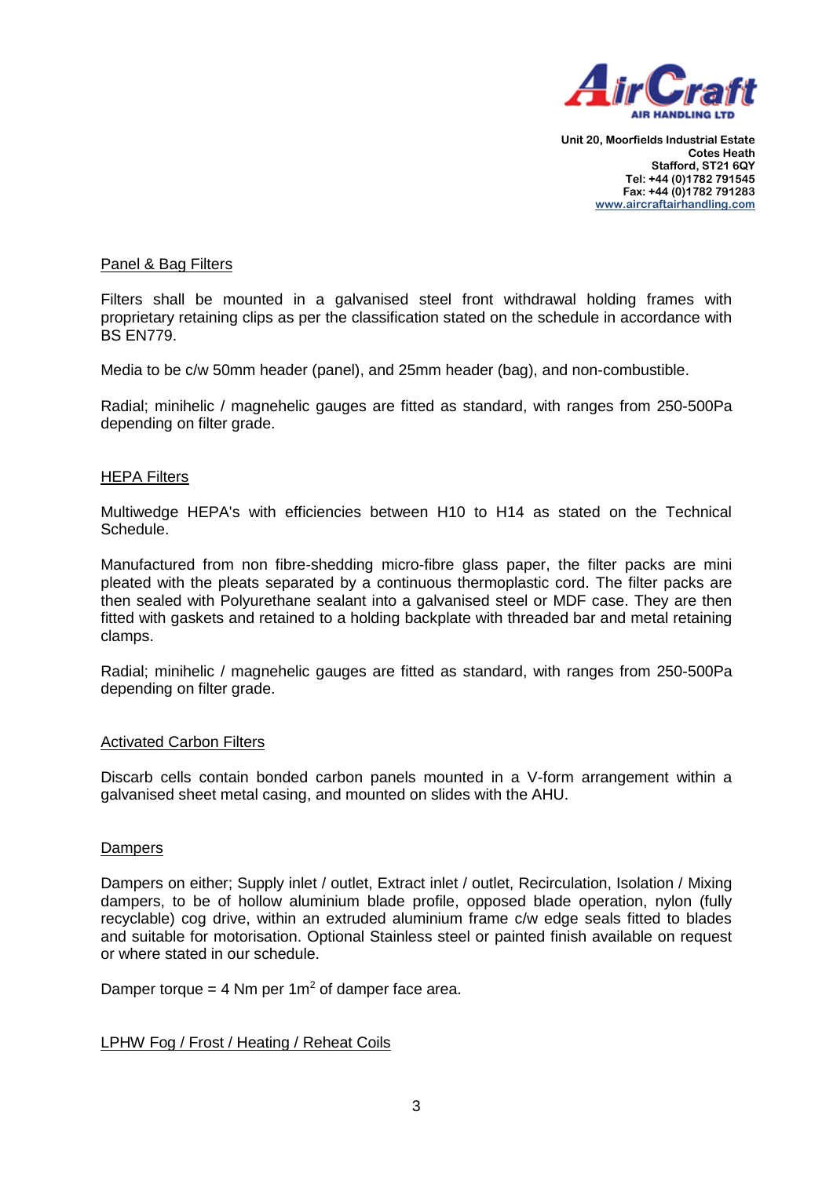## Panel & Bag Filters

Filters shall be mounted in a galvanised steel front withdrawal holding frames with proprietary retaining clips as per the classification stated on the schedule in accordance with BS EN779.

Media to be c/w 50mm header (panel), and 25mm header (bag), and non-combustible.

Radial; minihelic / magnehelic gauges are fitted as standard, with ranges from 250-500Pa depending on filter grade.

## HEPA Filters

Multiwedge HEPA's with efficiencies between H10 to H14 as stated on the Technical Schedule.

Manufactured from non fibre-shedding micro-fibre glass paper, the filter packs are mini pleated with the pleats separated by a continuous thermoplastic cord. The filter packs are then sealed with Polyurethane sealant into a galvanised steel or MDF case. They are then fitted with gaskets and retained to a holding backplate with threaded bar and metal retaining clamps.

Radial; minihelic / magnehelic gauges are fitted as standard, with ranges from 250-500Pa depending on filter grade.

## Activated Carbon Filters

Discarb cells contain bonded carbon panels mounted in a V-form arrangement within a galvanised sheet metal casing, and mounted on slides with the AHU.

## Dampers

Dampers on either; Supply inlet / outlet, Extract inlet / outlet, Recirculation, Isolation / Mixing dampers, to be of hollow aluminium blade profile, opposed blade operation, nylon (fully recyclable) cog drive, within an extruded aluminium frame c/w edge seals fitted to blades and suitable for motorisation. Optional Stainless steel or painted finish available on request or where stated in our schedule.

Damper torque = 4 Nm per 1m$^2$ of damper face area.

## LPHW Fog / Frost / Heating / Reheat Coils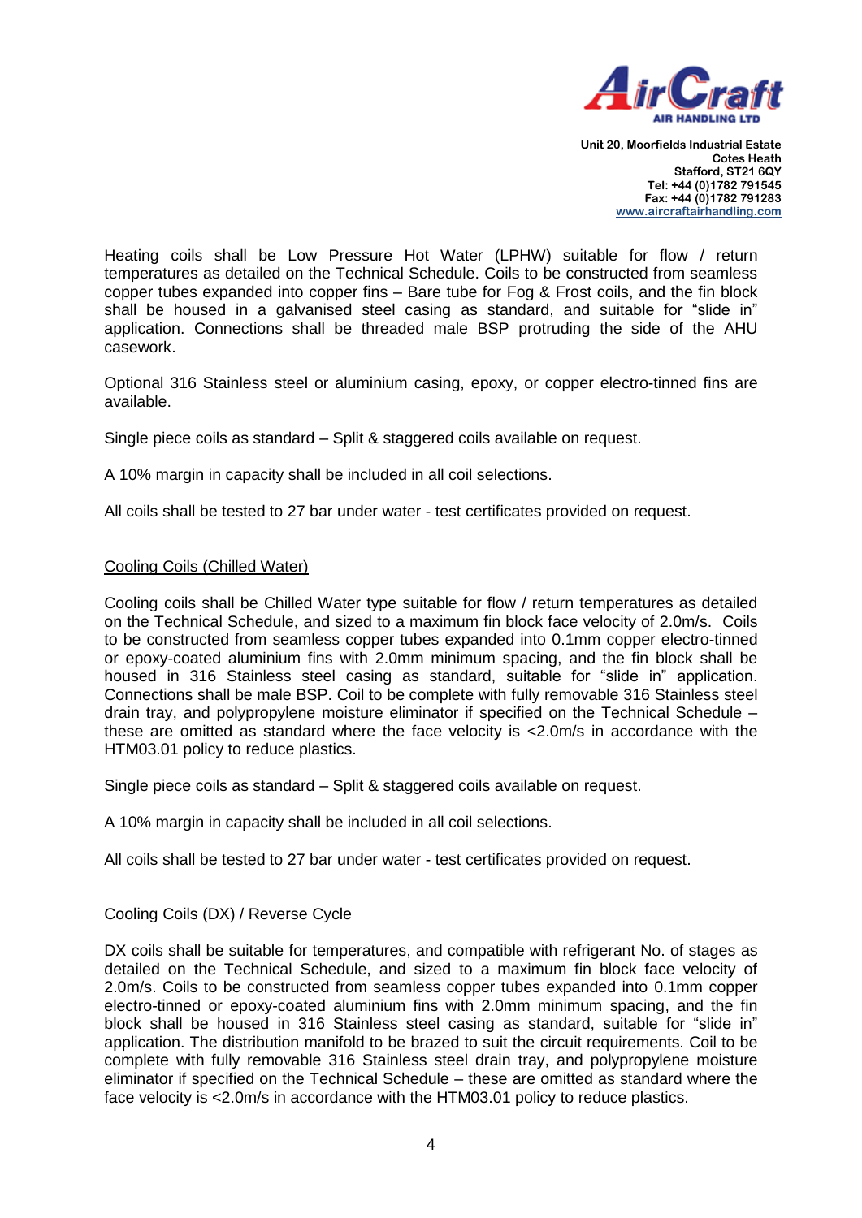Heating coils shall be Low Pressure Hot Water (LPHW) suitable for flow / return temperatures as detailed on the Technical Schedule. Coils to be constructed from seamless copper tubes expanded into copper fins – Bare tube for Fog & Frost coils, and the fin block shall be housed in a galvanised steel casing as standard, and suitable for "slide in" application. Connections shall be threaded male BSP protruding the side of the AHU casework.

Optional 316 Stainless steel or aluminium casing, epoxy, or copper electro-tinned fins are available.

Single piece coils as standard – Split & staggered coils available on request.

A 10% margin in capacity shall be included in all coil selections.

All coils shall be tested to 27 bar under water - test certificates provided on request.

## Cooling Coils (Chilled Water)

Cooling coils shall be Chilled Water type suitable for flow / return temperatures as detailed on the Technical Schedule, and sized to a maximum fin block face velocity of 2.0m/s. Coils to be constructed from seamless copper tubes expanded into 0.1mm copper electro-tinned or epoxy-coated aluminium fins with 2.0mm minimum spacing, and the fin block shall be housed in 316 Stainless steel casing as standard, suitable for "slide in" application. Connections shall be male BSP. Coil to be complete with fully removable 316 Stainless steel drain tray, and polypropylene moisture eliminator if specified on the Technical Schedule – these are omitted as standard where the face velocity is <2.0m/s in accordance with the HTM03.01 policy to reduce plastics.

Single piece coils as standard – Split & staggered coils available on request.

A 10% margin in capacity shall be included in all coil selections.

All coils shall be tested to 27 bar under water - test certificates provided on request.

## Cooling Coils (DX) / Reverse Cycle

DX coils shall be suitable for temperatures, and compatible with refrigerant No. of stages as detailed on the Technical Schedule, and sized to a maximum fin block face velocity of 2.0m/s. Coils to be constructed from seamless copper tubes expanded into 0.1mm copper electro-tinned or epoxy-coated aluminium fins with 2.0mm minimum spacing, and the fin block shall be housed in 316 Stainless steel casing as standard, suitable for "slide in" application. The distribution manifold to be brazed to suit the circuit requirements. Coil to be complete with fully removable 316 Stainless steel drain tray, and polypropylene moisture eliminator if specified on the Technical Schedule – these are omitted as standard where the face velocity is <2.0m/s in accordance with the HTM03.01 policy to reduce plastics.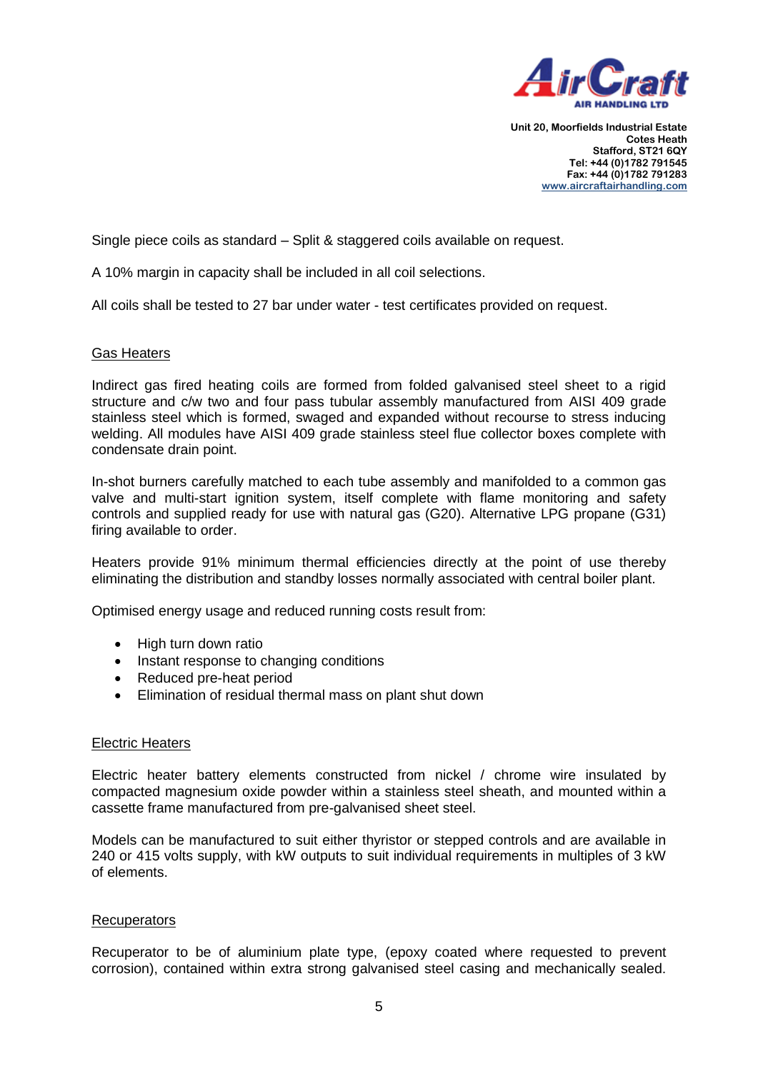Single piece coils as standard – Split & staggered coils available on request.

A 10% margin in capacity shall be included in all coil selections.

All coils shall be tested to 27 bar under water - test certificates provided on request.

## Gas Heaters

Indirect gas fired heating coils are formed from folded galvanised steel sheet to a rigid structure and c/w two and four pass tubular assembly manufactured from AISI 409 grade stainless steel which is formed, swaged and expanded without recourse to stress inducing welding. All modules have AISI 409 grade stainless steel flue collector boxes complete with condensate drain point.

In-shot burners carefully matched to each tube assembly and manifolded to a common gas valve and multi-start ignition system, itself complete with flame monitoring and safety controls and supplied ready for use with natural gas (G20). Alternative LPG propane (G31) firing available to order.

Heaters provide 91% minimum thermal efficiencies directly at the point of use thereby eliminating the distribution and standby losses normally associated with central boiler plant.

Optimised energy usage and reduced running costs result from:

- High turn down ratio
- Instant response to changing conditions
- Reduced pre-heat period
- Elimination of residual thermal mass on plant shut down

## Electric Heaters

Electric heater battery elements constructed from nickel / chrome wire insulated by compacted magnesium oxide powder within a stainless steel sheath, and mounted within a cassette frame manufactured from pre-galvanised sheet steel.

Models can be manufactured to suit either thyristor or stepped controls and are available in 240 or 415 volts supply, with kW outputs to suit individual requirements in multiples of 3 kW of elements.

## Recuperators

Recuperator to be of aluminium plate type, (epoxy coated where requested to prevent corrosion), contained within extra strong galvanised steel casing and mechanically sealed.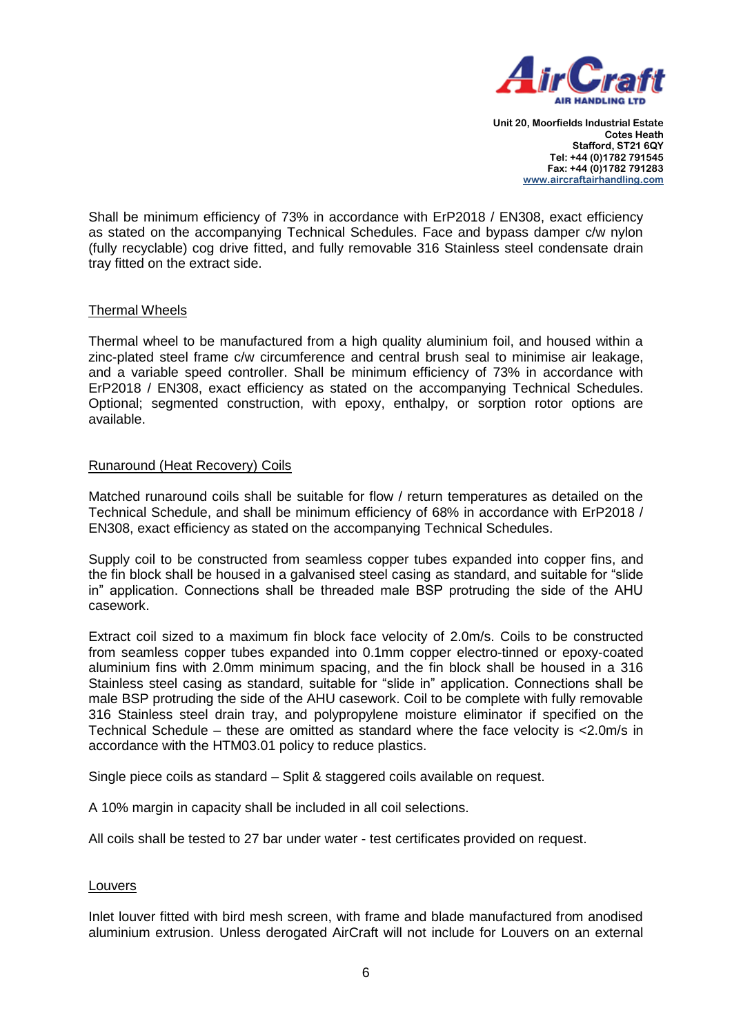Shall be minimum efficiency of 73% in accordance with ErP2018 / EN308, exact efficiency as stated on the accompanying Technical Schedules. Face and bypass damper c/w nylon (fully recyclable) cog drive fitted, and fully removable 316 Stainless steel condensate drain tray fitted on the extract side.

## Thermal Wheels

Thermal wheel to be manufactured from a high quality aluminium foil, and housed within a zinc-plated steel frame c/w circumference and central brush seal to minimise air leakage, and a variable speed controller. Shall be minimum efficiency of 73% in accordance with ErP2018 / EN308, exact efficiency as stated on the accompanying Technical Schedules. Optional; segmented construction, with epoxy, enthalpy, or sorption rotor options are available.

## Runaround (Heat Recovery) Coils

Matched runaround coils shall be suitable for flow / return temperatures as detailed on the Technical Schedule, and shall be minimum efficiency of 68% in accordance with ErP2018 / EN308, exact efficiency as stated on the accompanying Technical Schedules.

Supply coil to be constructed from seamless copper tubes expanded into copper fins, and the fin block shall be housed in a galvanised steel casing as standard, and suitable for "slide in" application. Connections shall be threaded male BSP protruding the side of the AHU casework.

Extract coil sized to a maximum fin block face velocity of 2.0m/s. Coils to be constructed from seamless copper tubes expanded into 0.1mm copper electro-tinned or epoxy-coated aluminium fins with 2.0mm minimum spacing, and the fin block shall be housed in a 316 Stainless steel casing as standard, suitable for "slide in" application. Connections shall be male BSP protruding the side of the AHU casework. Coil to be complete with fully removable 316 Stainless steel drain tray, and polypropylene moisture eliminator if specified on the Technical Schedule – these are omitted as standard where the face velocity is <2.0m/s in accordance with the HTM03.01 policy to reduce plastics.

Single piece coils as standard – Split & staggered coils available on request.

A 10% margin in capacity shall be included in all coil selections.

All coils shall be tested to 27 bar under water - test certificates provided on request.

## Louvers

Inlet louver fitted with bird mesh screen, with frame and blade manufactured from anodised aluminium extrusion. Unless derogated AirCraft will not include for Louvers on an external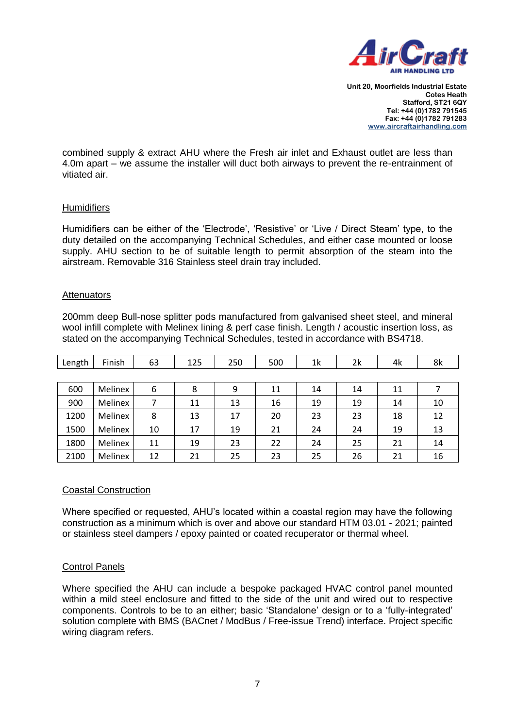combined supply & extract AHU where the Fresh air inlet and Exhaust outlet are less than 4.0m apart – we assume the installer will duct both airways to prevent the re-entrainment of vitiated air.

## Humidifiers

Humidifiers can be either of the 'Electrode', 'Resistive' or 'Live / Direct Steam' type, to the duty detailed on the accompanying Technical Schedules, and either case mounted or loose supply. AHU section to be of suitable length to permit absorption of the steam into the airstream. Removable 316 Stainless steel drain tray included.

## Attenuators

200mm deep Bull-nose splitter pods manufactured from galvanised sheet steel, and mineral wool infill complete with Melinex lining & perf case finish. Length / acoustic insertion loss, as stated on the accompanying Technical Schedules, tested in accordance with BS4718.

| Length | Finish | 63 | 125 | 250 | 500 | 1k | 2k | 4k | 8k |
|---|---|---|---|---|---|---|---|---|---|
| 600 | Melinex | 6 | 8 | 9 | 11 | 14 | 14 | 11 | 7 |
| 900 | Melinex | 7 | 11 | 13 | 16 | 19 | 19 | 14 | 10 |
| 1200 | Melinex | 8 | 13 | 17 | 20 | 23 | 23 | 18 | 12 |
| 1500 | Melinex | 10 | 17 | 19 | 21 | 24 | 24 | 19 | 13 |
| 1800 | Melinex | 11 | 19 | 23 | 22 | 24 | 25 | 21 | 14 |
| 2100 | Melinex | 12 | 21 | 25 | 23 | 25 | 26 | 21 | 16 |

## Coastal Construction

Where specified or requested, AHU's located within a coastal region may have the following construction as a minimum which is over and above our standard HTM 03.01 - 2021; painted or stainless steel dampers / epoxy painted or coated recuperator or thermal wheel.

## Control Panels

Where specified the AHU can include a bespoke packaged HVAC control panel mounted within a mild steel enclosure and fitted to the side of the unit and wired out to respective components. Controls to be to an either; basic 'Standalone' design or to a 'fully-integrated' solution complete with BMS (BACnet / ModBus / Free-issue Trend) interface. Project specific wiring diagram refers.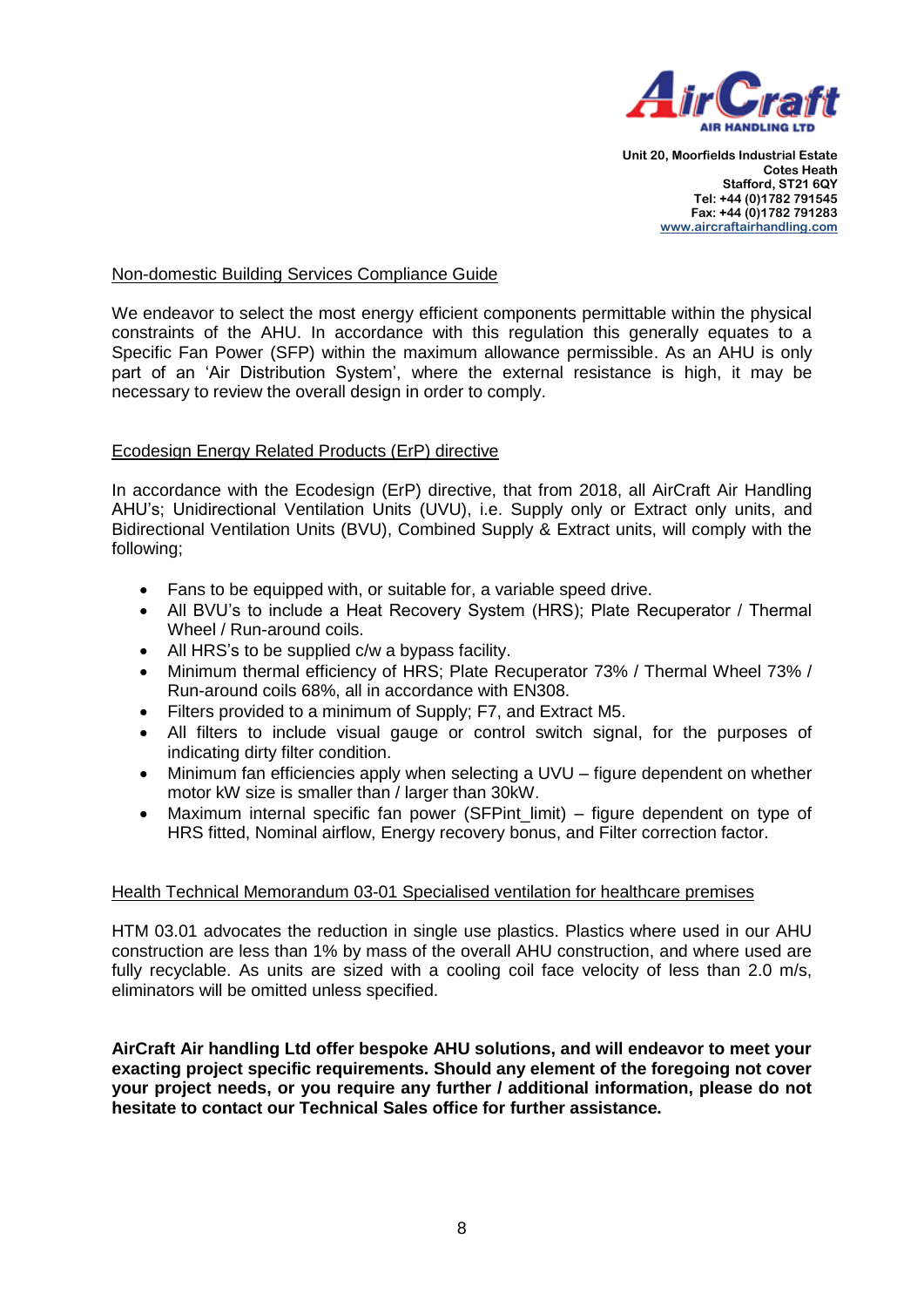**AirCraft**
**AIR HANDLING LTD**

**Unit 20, Moorfields Industrial Estate**
**Cotes Heath**
**Stafford, ST21 6QY**
**Tel: +44 (0)1782 791545**
**Fax: +44 (0)1782 791283**
**www.aircraftairhandling.com**

## Non-domestic Building Services Compliance Guide

We endeavor to select the most energy efficient components permittable within the physical constraints of the AHU. In accordance with this regulation this generally equates to a Specific Fan Power (SFP) within the maximum allowance permissible. As an AHU is only part of an 'Air Distribution System', where the external resistance is high, it may be necessary to review the overall design in order to comply.

## Ecodesign Energy Related Products (ErP) directive

In accordance with the Ecodesign (ErP) directive, that from 2018, all AirCraft Air Handling AHU's; Unidirectional Ventilation Units (UVU), i.e. Supply only or Extract only units, and Bidirectional Ventilation Units (BVU), Combined Supply & Extract units, will comply with the following;

- Fans to be equipped with, or suitable for, a variable speed drive.
- All BVU's to include a Heat Recovery System (HRS); Plate Recuperator / Thermal Wheel / Run-around coils.
- All HRS's to be supplied c/w a bypass facility.
- Minimum thermal efficiency of HRS; Plate Recuperator 73% / Thermal Wheel 73% / Run-around coils 68%, all in accordance with EN308.
- Filters provided to a minimum of Supply; F7, and Extract M5.
- All filters to include visual gauge or control switch signal, for the purposes of indicating dirty filter condition.
- Minimum fan efficiencies apply when selecting a UVU – figure dependent on whether motor kW size is smaller than / larger than 30kW.
- Maximum internal specific fan power (SFPint_limit) – figure dependent on type of HRS fitted, Nominal airflow, Energy recovery bonus, and Filter correction factor.

## Health Technical Memorandum 03-01 Specialised ventilation for healthcare premises

HTM 03.01 advocates the reduction in single use plastics. Plastics where used in our AHU construction are less than 1% by mass of the overall AHU construction, and where used are fully recyclable. As units are sized with a cooling coil face velocity of less than 2.0 m/s, eliminators will be omitted unless specified.

**AirCraft Air handling Ltd offer bespoke AHU solutions, and will endeavor to meet your exacting project specific requirements. Should any element of the foregoing not cover your project needs, or you require any further / additional information, please do not hesitate to contact our Technical Sales office for further assistance.**